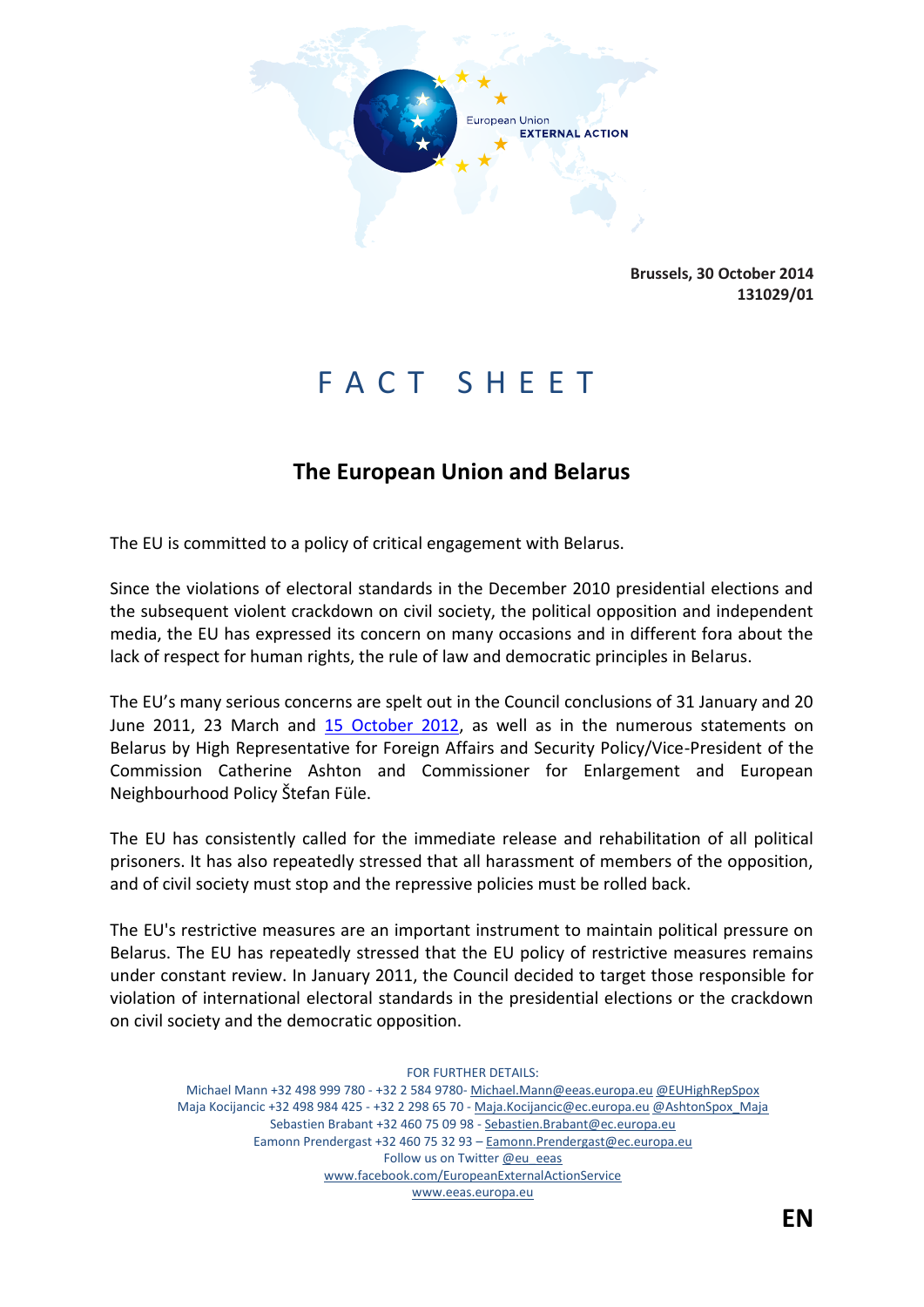Brussels, 30 October 2014
131029/01

# FACT SHEET

## The European Union and Belarus

The EU is committed to a policy of critical engagement with Belarus.

Since the violations of electoral standards in the December 2010 presidential elections and the subsequent violent crackdown on civil society, the political opposition and independent media, the EU has expressed its concern on many occasions and in different fora about the lack of respect for human rights, the rule of law and democratic principles in Belarus.

The EU's many serious concerns are spelt out in the Council conclusions of 31 January and 20 June 2011, 23 March and 15 October 2012, as well as in the numerous statements on Belarus by High Representative for Foreign Affairs and Security Policy/Vice-President of the Commission Catherine Ashton and Commissioner for Enlargement and European Neighbourhood Policy Štefan Füle.

The EU has consistently called for the immediate release and rehabilitation of all political prisoners. It has also repeatedly stressed that all harassment of members of the opposition, and of civil society must stop and the repressive policies must be rolled back.

The EU's restrictive measures are an important instrument to maintain political pressure on Belarus. The EU has repeatedly stressed that the EU policy of restrictive measures remains under constant review. In January 2011, the Council decided to target those responsible for violation of international electoral standards in the presidential elections or the crackdown on civil society and the democratic opposition.

FOR FURTHER DETAILS:
Michael Mann +32 498 999 780 - +32 2 584 9780- Michael.Mann@eeas.europa.eu @EUHighRepSpox
Maja Kocijancic +32 498 984 425 - +32 2 298 65 70 - Maja.Kocijancic@ec.europa.eu @AshtonSpox_Maja
Sebastien Brabant +32 460 75 09 98 - Sebastien.Brabant@ec.europa.eu
Eamonn Prendergast +32 460 75 32 93 – Eamonn.Prendergast@ec.europa.eu
Follow us on Twitter @eu_eeas
www.facebook.com/EuropeanExternalActionService
www.eeas.europa.eu

EN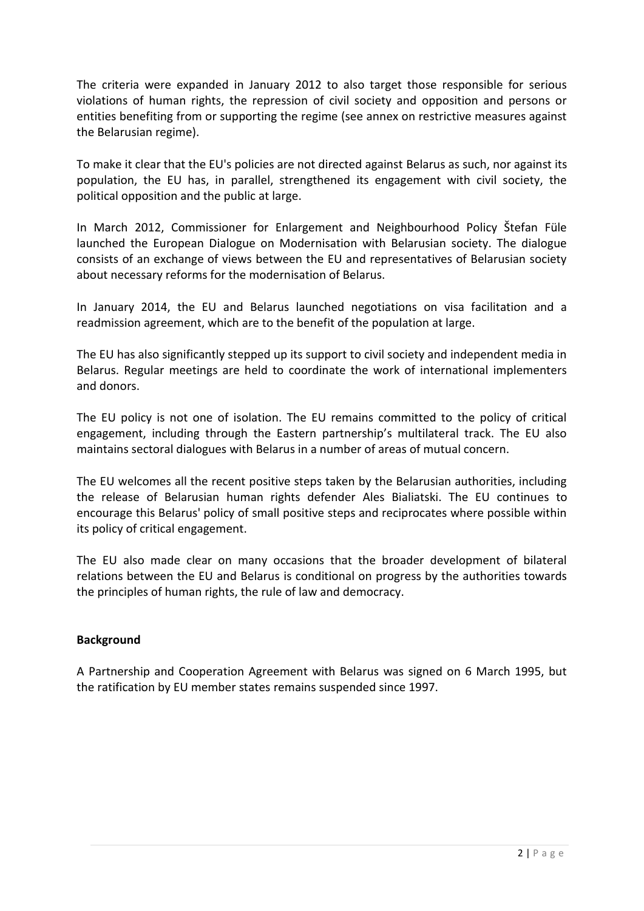The criteria were expanded in January 2012 to also target those responsible for serious violations of human rights, the repression of civil society and opposition and persons or entities benefiting from or supporting the regime (see annex on restrictive measures against the Belarusian regime).

To make it clear that the EU's policies are not directed against Belarus as such, nor against its population, the EU has, in parallel, strengthened its engagement with civil society, the political opposition and the public at large.

In March 2012, Commissioner for Enlargement and Neighbourhood Policy Štefan Füle launched the European Dialogue on Modernisation with Belarusian society. The dialogue consists of an exchange of views between the EU and representatives of Belarusian society about necessary reforms for the modernisation of Belarus.

In January 2014, the EU and Belarus launched negotiations on visa facilitation and a readmission agreement, which are to the benefit of the population at large.

The EU has also significantly stepped up its support to civil society and independent media in Belarus. Regular meetings are held to coordinate the work of international implementers and donors.

The EU policy is not one of isolation. The EU remains committed to the policy of critical engagement, including through the Eastern partnership's multilateral track. The EU also maintains sectoral dialogues with Belarus in a number of areas of mutual concern.

The EU welcomes all the recent positive steps taken by the Belarusian authorities, including the release of Belarusian human rights defender Ales Bialiatski. The EU continues to encourage this Belarus' policy of small positive steps and reciprocates where possible within its policy of critical engagement.

The EU also made clear on many occasions that the broader development of bilateral relations between the EU and Belarus is conditional on progress by the authorities towards the principles of human rights, the rule of law and democracy.

**Background**

A Partnership and Cooperation Agreement with Belarus was signed on 6 March 1995, but the ratification by EU member states remains suspended since 1997.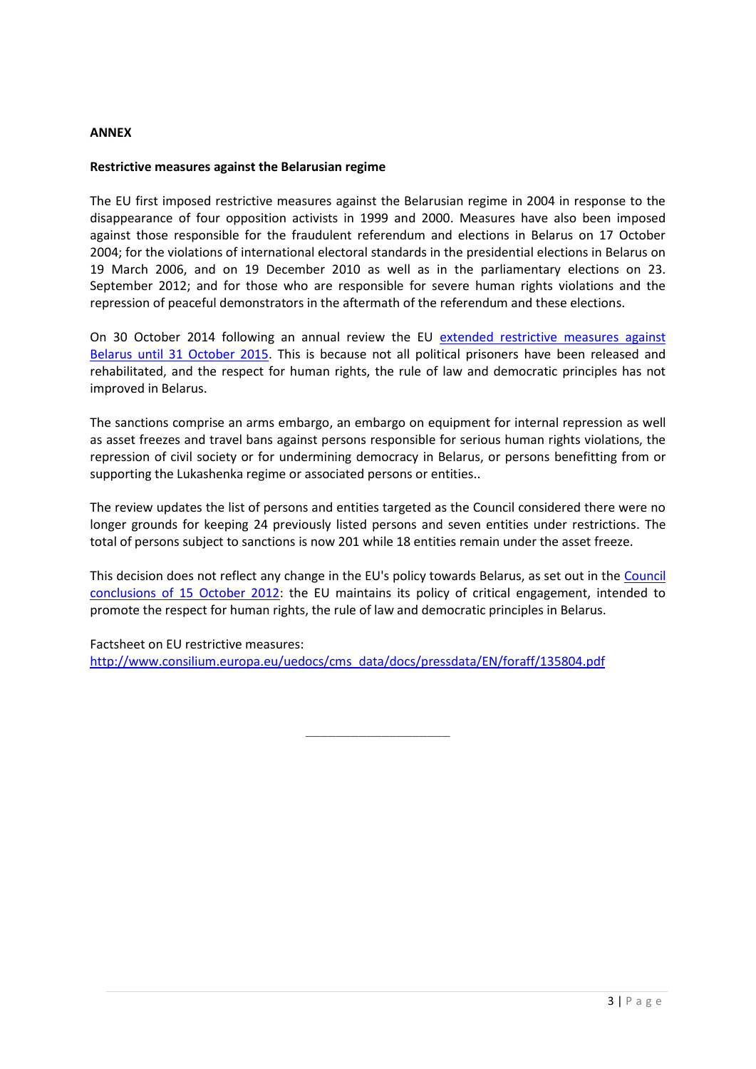**ANNEX**

**Restrictive measures against the Belarusian regime**

The EU first imposed restrictive measures against the Belarusian regime in 2004 in response to the disappearance of four opposition activists in 1999 and 2000. Measures have also been imposed against those responsible for the fraudulent referendum and elections in Belarus on 17 October 2004; for the violations of international electoral standards in the presidential elections in Belarus on 19 March 2006, and on 19 December 2010 as well as in the parliamentary elections on 23. September 2012; and for those who are responsible for severe human rights violations and the repression of peaceful demonstrators in the aftermath of the referendum and these elections.

On 30 October 2014 following an annual review the EU extended restrictive measures against Belarus until 31 October 2015. This is because not all political prisoners have been released and rehabilitated, and the respect for human rights, the rule of law and democratic principles has not improved in Belarus.

The sanctions comprise an arms embargo, an embargo on equipment for internal repression as well as asset freezes and travel bans against persons responsible for serious human rights violations, the repression of civil society or for undermining democracy in Belarus, or persons benefitting from or supporting the Lukashenka regime or associated persons or entities..

The review updates the list of persons and entities targeted as the Council considered there were no longer grounds for keeping 24 previously listed persons and seven entities under restrictions. The total of persons subject to sanctions is now 201 while 18 entities remain under the asset freeze.

This decision does not reflect any change in the EU's policy towards Belarus, as set out in the Council conclusions of 15 October 2012: the EU maintains its policy of critical engagement, intended to promote the respect for human rights, the rule of law and democratic principles in Belarus.

Factsheet on EU restrictive measures:
http://www.consilium.europa.eu/uedocs/cms_data/docs/pressdata/EN/foraff/135804.pdf

---